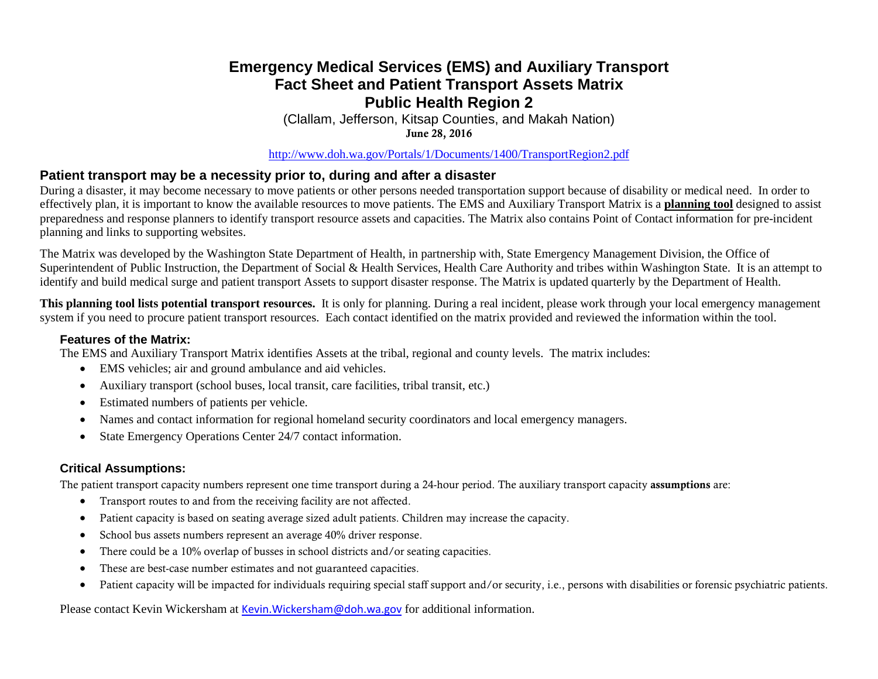# Emergency Medical Services (EMS) and Auxiliary Transport Fact Sheet and Patient Transport Assets Matrix Public Health Region 2

(Clallam, Jefferson, Kitsap Counties, and Makah Nation)

**June 28, 2016**

http://www.doh.wa.gov/Portals/1/Documents/1400/TransportRegion2.pdf

## Patient transport may be a necessity prior to, during and after a disaster

During a disaster, it may become necessary to move patients or other persons needed transportation support because of disability or medical need. In order to effectively plan, it is important to know the available resources to move patients. The EMS and Auxiliary Transport Matrix is a **planning tool** designed to assist preparedness and response planners to identify transport resource assets and capacities. The Matrix also contains Point of Contact information for pre-incident planning and links to supporting websites.

The Matrix was developed by the Washington State Department of Health, in partnership with, State Emergency Management Division, the Office of Superintendent of Public Instruction, the Department of Social & Health Services, Health Care Authority and tribes within Washington State. It is an attempt to identify and build medical surge and patient transport Assets to support disaster response. The Matrix is updated quarterly by the Department of Health.

**This planning tool lists potential transport resources.** It is only for planning. During a real incident, please work through your local emergency management system if you need to procure patient transport resources. Each contact identified on the matrix provided and reviewed the information within the tool.

### Features of the Matrix:

The EMS and Auxiliary Transport Matrix identifies Assets at the tribal, regional and county levels. The matrix includes:

- EMS vehicles; air and ground ambulance and aid vehicles.
- Auxiliary transport (school buses, local transit, care facilities, tribal transit, etc.)
- Estimated numbers of patients per vehicle.
- Names and contact information for regional homeland security coordinators and local emergency managers.
- State Emergency Operations Center 24/7 contact information.

### Critical Assumptions:

The patient transport capacity numbers represent one time transport during a 24-hour period. The auxiliary transport capacity **assumptions** are:

- Transport routes to and from the receiving facility are not affected.
- Patient capacity is based on seating average sized adult patients. Children may increase the capacity.
- School bus assets numbers represent an average 40% driver response.
- There could be a 10% overlap of busses in school districts and/or seating capacities.
- These are best-case number estimates and not guaranteed capacities.
- Patient capacity will be impacted for individuals requiring special staff support and/or security, i.e., persons with disabilities or forensic psychiatric patients.

Please contact Kevin Wickersham at Kevin.Wickersham@doh.wa.gov for additional information.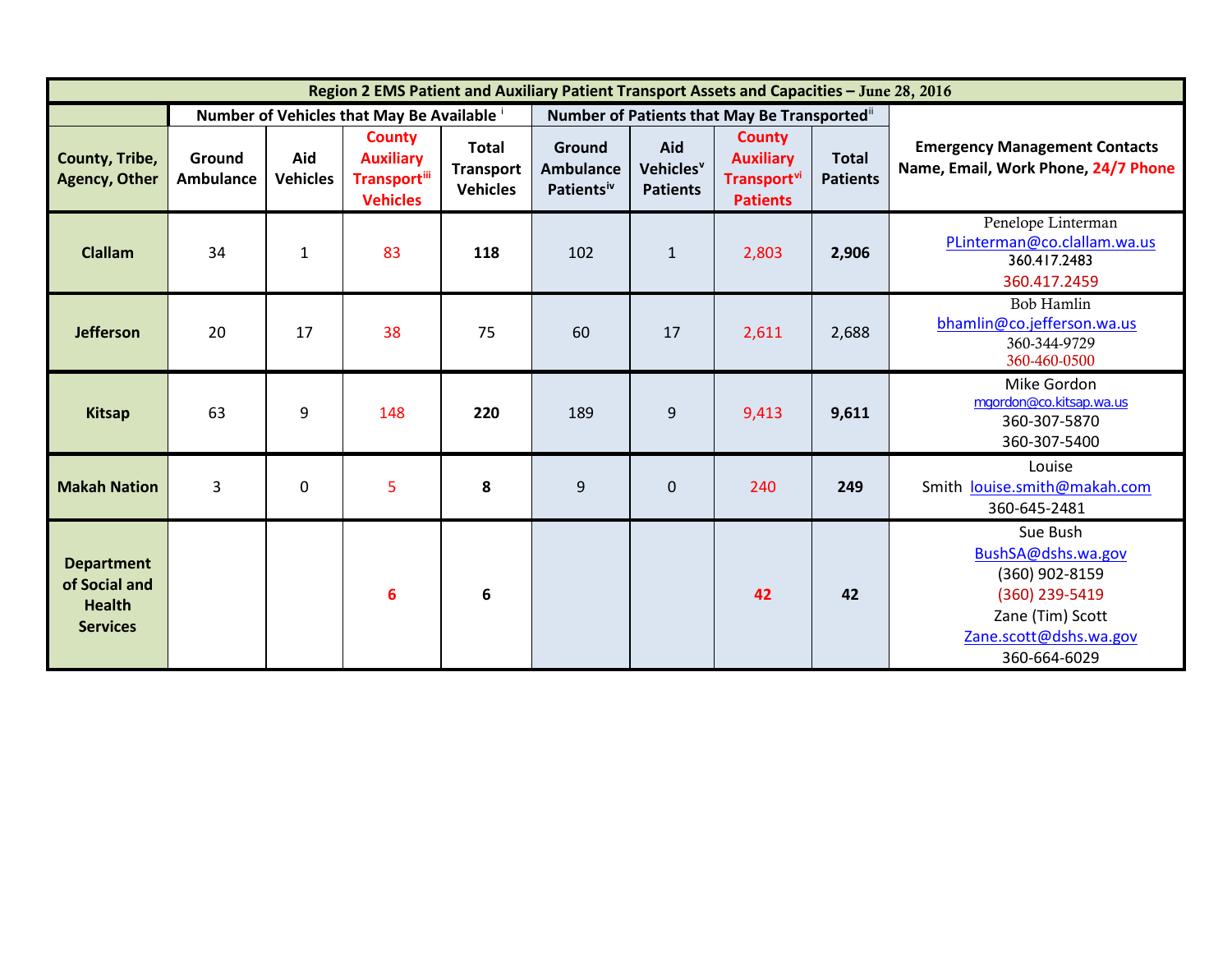| Region 2 EMS Patient and Auxiliary Patient Transport Assets and Capacities – June 28, 2016 | | | | | | | | | |
|---|---|---|---|---|---|---|---|---|---|
| | Number of Vehicles that May Be Available [i] | | | | Number of Patients that May Be Transported[ii] | | | | |
| **County, Tribe, Agency, Other** | **Ground Ambulance** | **Aid Vehicles** | **County Auxiliary Transport[iii] Vehicles** | **Total Transport Vehicles** | **Ground Ambulance Patients[iv]** | **Aid Vehicles[v] Patients** | **County Auxiliary Transport[vi] Patients** | **Total Patients** | **Emergency Management Contacts Name, Email, Work Phone, 24/7 Phone** |
| **Clallam** | 34 | 1 | 83 | **118** | 102 | 1 | 2,803 | **2,906** | Penelope Linterman PLinterman@co.clallam.wa.us 360.417.2483 360.417.2459 |
| **Jefferson** | 20 | 17 | 38 | 75 | 60 | 17 | 2,611 | 2,688 | Bob Hamlin bhamlin@co.jefferson.wa.us 360-344-9729 360-460-0500 |
| **Kitsap** | 63 | 9 | 148 | **220** | 189 | 9 | 9,413 | **9,611** | Mike Gordon mgordon@co.kitsap.wa.us 360-307-5870 360-307-5400 |
| **Makah Nation** | 3 | 0 | 5 | **8** | 9 | 0 | 240 | **249** | Louise Smith louise.smith@makah.com 360-645-2481 |
| **Department of Social and Health Services** | | | **6** | **6** | | | **42** | **42** | Sue Bush BushSA@dshs.wa.gov (360) 902-8159 (360) 239-5419 Zane (Tim) Scott Zane.scott@dshs.wa.gov 360-664-6029 |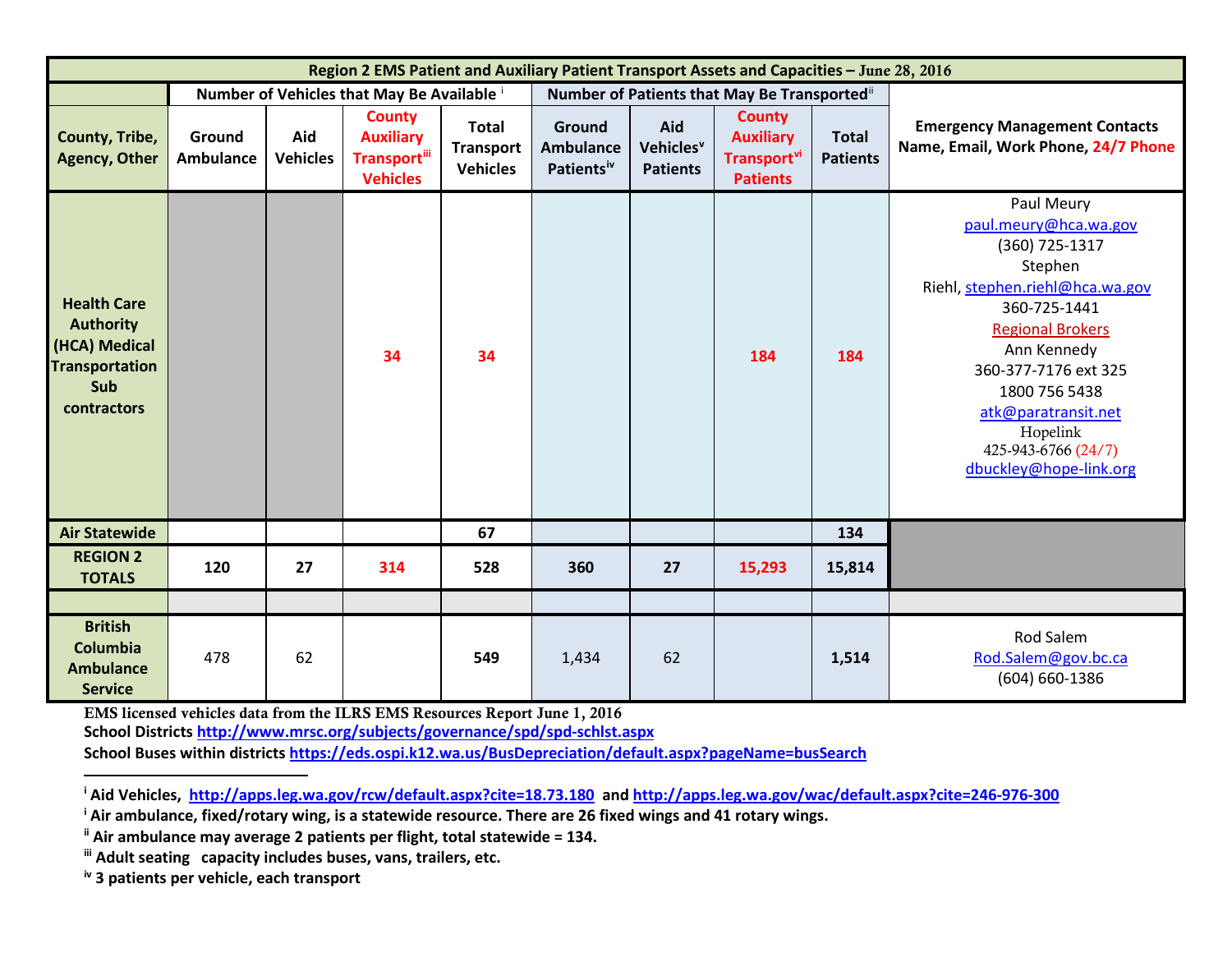| Region 2 EMS Patient and Auxiliary Patient Transport Assets and Capacities – June 28, 2016 | | | | | | | | | |
|---|---|---|---|---|---|---|---|---|---|
| | Number of Vehicles that May Be Available [i] | | | | Number of Patients that May Be Transported[ii] | | | | |
| County, Tribe, Agency, Other | Ground Ambulance | Aid Vehicles | County Auxiliary Transport[iii] Vehicles | Total Transport Vehicles | Ground Ambulance Patients[iv] | Aid Vehicles[v] Patients | County Auxiliary Transport[vi] Patients | Total Patients | Emergency Management Contacts Name, Email, Work Phone, 24/7 Phone |
| Health Care Authority (HCA) Medical Transportation Sub contractors | | | 34 | 34 | | | 184 | 184 | Paul Meury paul.meury@hca.wa.gov (360) 725-1317 Stephen Riehl, stephen.riehl@hca.wa.gov 360-725-1441 Regional Brokers Ann Kennedy 360-377-7176 ext 325 1800 756 5438 atk@paratransit.net Hopelink 425-943-6766 (24/7) dbuckley@hope-link.org |
| Air Statewide | | | | 67 | | | | 134 | |
| REGION 2 TOTALS | 120 | 27 | 314 | 528 | 360 | 27 | 15,293 | 15,814 | |
| | | | | | | | | | |
| British Columbia Ambulance Service | 478 | 62 | | 549 | 1,434 | 62 | | 1,514 | Rod Salem Rod.Salem@gov.bc.ca (604) 660-1386 |

**EMS licensed vehicles data from the ILRS EMS Resources Report June 1, 2016**

**School Districts http://www.mrsc.org/subjects/governance/spd/spd-schlst.aspx**

**School Buses within districts https://eds.ospi.k12.wa.us/BusDepreciation/default.aspx?pageName=busSearch**

---

[i] **Aid Vehicles, http://apps.leg.wa.gov/rcw/default.aspx?cite=18.73.180 and http://apps.leg.wa.gov/wac/default.aspx?cite=246-976-300**

[i] **Air ambulance, fixed/rotary wing, is a statewide resource. There are 26 fixed wings and 41 rotary wings.**

[ii] **Air ambulance may average 2 patients per flight, total statewide = 134.**

[iii] **Adult seating capacity includes buses, vans, trailers, etc.**

[iv] **3 patients per vehicle, each transport**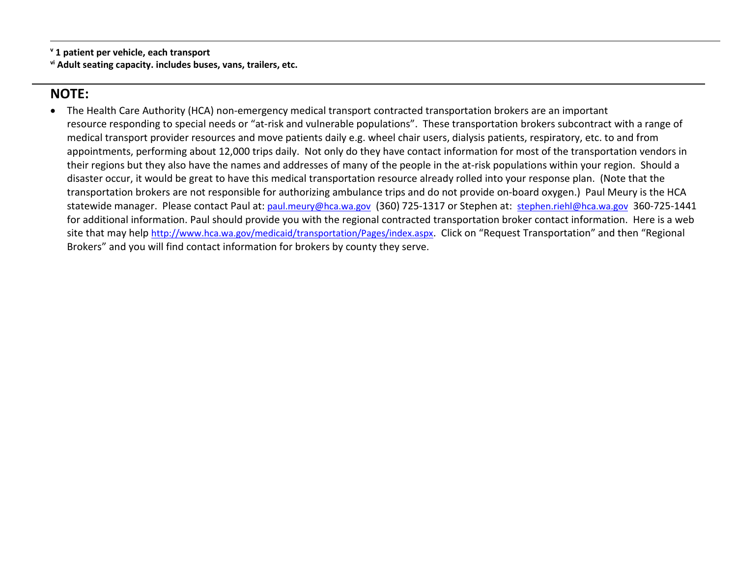[v] **1 patient per vehicle, each transport**

[vi] **Adult seating capacity. includes buses, vans, trailers, etc.**

## NOTE:

- The Health Care Authority (HCA) non-emergency medical transport contracted transportation brokers are an important resource responding to special needs or "at-risk and vulnerable populations". These transportation brokers subcontract with a range of medical transport provider resources and move patients daily e.g. wheel chair users, dialysis patients, respiratory, etc. to and from appointments, performing about 12,000 trips daily. Not only do they have contact information for most of the transportation vendors in their regions but they also have the names and addresses of many of the people in the at-risk populations within your region. Should a disaster occur, it would be great to have this medical transportation resource already rolled into your response plan. (Note that the transportation brokers are not responsible for authorizing ambulance trips and do not provide on-board oxygen.) Paul Meury is the HCA statewide manager. Please contact Paul at: paul.meury@hca.wa.gov (360) 725-1317 or Stephen at: stephen.riehl@hca.wa.gov 360-725-1441 for additional information. Paul should provide you with the regional contracted transportation broker contact information. Here is a web site that may help http://www.hca.wa.gov/medicaid/transportation/Pages/index.aspx. Click on "Request Transportation" and then "Regional Brokers" and you will find contact information for brokers by county they serve.